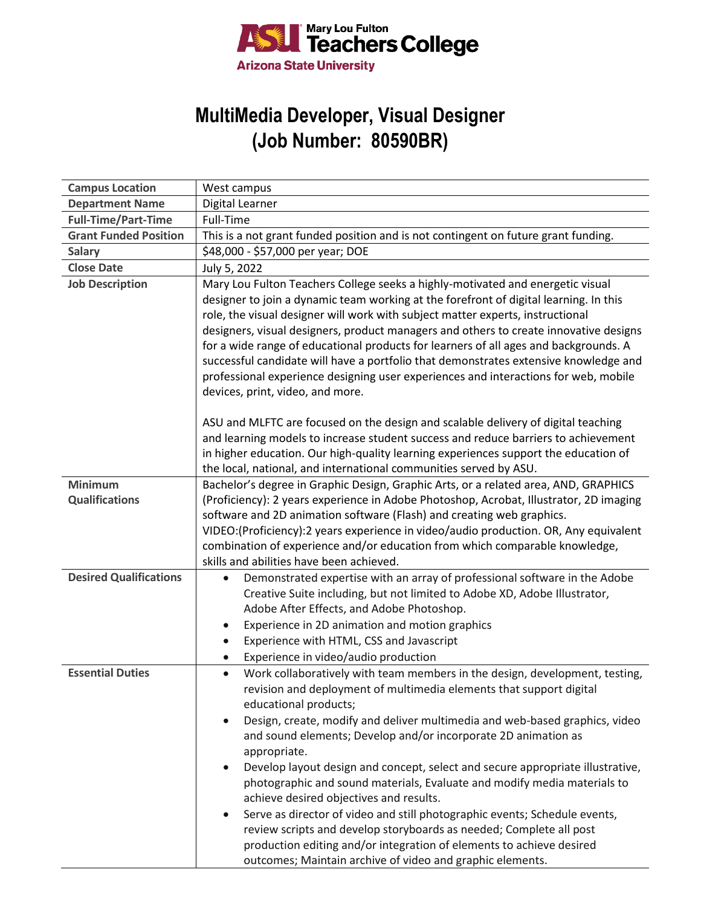Mary Lou Fulton Teachers College
Arizona State University

# MultiMedia Developer, Visual Designer (Job Number: 80590BR)

| | |
|---|---|
| **Campus Location** | West campus |
| **Department Name** | Digital Learner |
| **Full-Time/Part-Time** | Full-Time |
| **Grant Funded Position** | This is a not grant funded position and is not contingent on future grant funding. |
| **Salary** | $48,000 - $57,000 per year; DOE |
| **Close Date** | July 5, 2022 |
| **Job Description** | Mary Lou Fulton Teachers College seeks a highly-motivated and energetic visual designer to join a dynamic team working at the forefront of digital learning. In this role, the visual designer will work with subject matter experts, instructional designers, visual designers, product managers and others to create innovative designs for a wide range of educational products for learners of all ages and backgrounds. A successful candidate will have a portfolio that demonstrates extensive knowledge and professional experience designing user experiences and interactions for web, mobile devices, print, video, and more.<br><br>ASU and MLFTC are focused on the design and scalable delivery of digital teaching and learning models to increase student success and reduce barriers to achievement in higher education. Our high-quality learning experiences support the education of the local, national, and international communities served by ASU. |
| **Minimum Qualifications** | Bachelor's degree in Graphic Design, Graphic Arts, or a related area, AND, GRAPHICS (Proficiency): 2 years experience in Adobe Photoshop, Acrobat, Illustrator, 2D imaging software and 2D animation software (Flash) and creating web graphics. VIDEO:(Proficiency):2 years experience in video/audio production. OR, Any equivalent combination of experience and/or education from which comparable knowledge, skills and abilities have been achieved. |
| **Desired Qualifications** | • Demonstrated expertise with an array of professional software in the Adobe Creative Suite including, but not limited to Adobe XD, Adobe Illustrator, Adobe After Effects, and Adobe Photoshop.<br>• Experience in 2D animation and motion graphics<br>• Experience with HTML, CSS and Javascript<br>• Experience in video/audio production |
| **Essential Duties** | • Work collaboratively with team members in the design, development, testing, revision and deployment of multimedia elements that support digital educational products;<br>• Design, create, modify and deliver multimedia and web-based graphics, video and sound elements; Develop and/or incorporate 2D animation as appropriate.<br>• Develop layout design and concept, select and secure appropriate illustrative, photographic and sound materials, Evaluate and modify media materials to achieve desired objectives and results.<br>• Serve as director of video and still photographic events; Schedule events, review scripts and develop storyboards as needed; Complete all post production editing and/or integration of elements to achieve desired outcomes; Maintain archive of video and graphic elements. |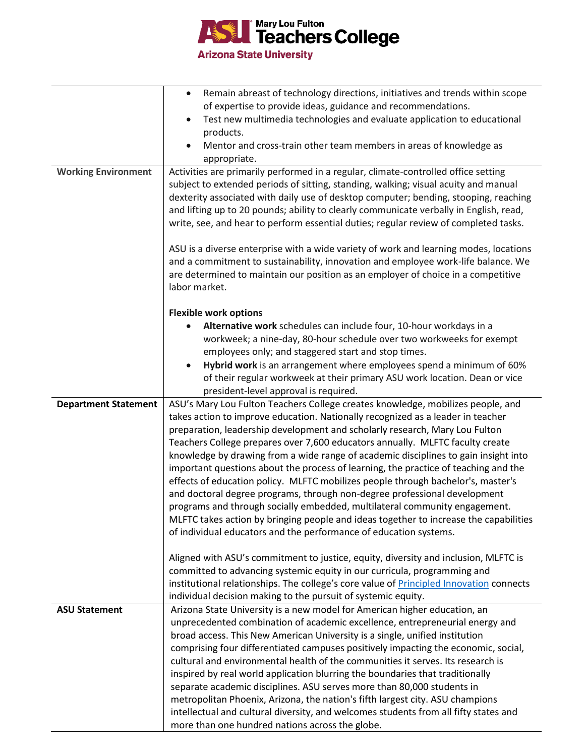| | |
|---|---|
| | • Remain abreast of technology directions, initiatives and trends within scope of expertise to provide ideas, guidance and recommendations.<br>• Test new multimedia technologies and evaluate application to educational products.<br>• Mentor and cross-train other team members in areas of knowledge as appropriate. |
| **Working Environment** | Activities are primarily performed in a regular, climate-controlled office setting subject to extended periods of sitting, standing, walking; visual acuity and manual dexterity associated with daily use of desktop computer; bending, stooping, reaching and lifting up to 20 pounds; ability to clearly communicate verbally in English, read, write, see, and hear to perform essential duties; regular review of completed tasks.<br><br>ASU is a diverse enterprise with a wide variety of work and learning modes, locations and a commitment to sustainability, innovation and employee work-life balance. We are determined to maintain our position as an employer of choice in a competitive labor market.<br><br>**Flexible work options**<br>• **Alternative work** schedules can include four, 10-hour workdays in a workweek; a nine-day, 80-hour schedule over two workweeks for exempt employees only; and staggered start and stop times.<br>• **Hybrid work** is an arrangement where employees spend a minimum of 60% of their regular workweek at their primary ASU work location. Dean or vice president-level approval is required. |
| **Department Statement** | ASU's Mary Lou Fulton Teachers College creates knowledge, mobilizes people, and takes action to improve education. Nationally recognized as a leader in teacher preparation, leadership development and scholarly research, Mary Lou Fulton Teachers College prepares over 7,600 educators annually. MLFTC faculty create knowledge by drawing from a wide range of academic disciplines to gain insight into important questions about the process of learning, the practice of teaching and the effects of education policy. MLFTC mobilizes people through bachelor's, master's and doctoral degree programs, through non-degree professional development programs and through socially embedded, multilateral community engagement. MLFTC takes action by bringing people and ideas together to increase the capabilities of individual educators and the performance of education systems.<br><br>Aligned with ASU's commitment to justice, equity, diversity and inclusion, MLFTC is committed to advancing systemic equity in our curricula, programming and institutional relationships. The college's core value of Principled Innovation connects individual decision making to the pursuit of systemic equity. |
| **ASU Statement** | Arizona State University is a new model for American higher education, an unprecedented combination of academic excellence, entrepreneurial energy and broad access. This New American University is a single, unified institution comprising four differentiated campuses positively impacting the economic, social, cultural and environmental health of the communities it serves. Its research is inspired by real world application blurring the boundaries that traditionally separate academic disciplines. ASU serves more than 80,000 students in metropolitan Phoenix, Arizona, the nation's fifth largest city. ASU champions intellectual and cultural diversity, and welcomes students from all fifty states and more than one hundred nations across the globe. |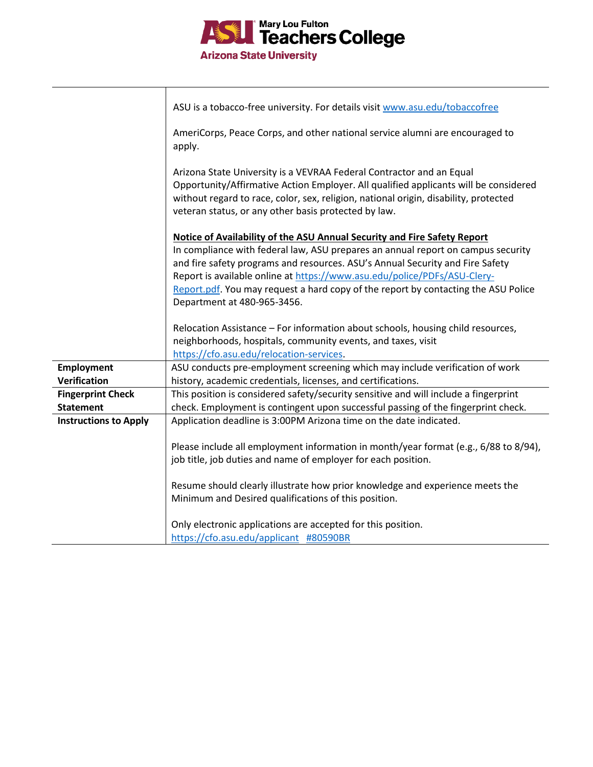| | |
|---|---|
| | ASU is a tobacco-free university. For details visit www.asu.edu/tobaccofree<br><br>AmeriCorps, Peace Corps, and other national service alumni are encouraged to apply.<br><br>Arizona State University is a VEVRAA Federal Contractor and an Equal Opportunity/Affirmative Action Employer. All qualified applicants will be considered without regard to race, color, sex, religion, national origin, disability, protected veteran status, or any other basis protected by law.<br><br>**Notice of Availability of the ASU Annual Security and Fire Safety Report**<br>In compliance with federal law, ASU prepares an annual report on campus security and fire safety programs and resources. ASU's Annual Security and Fire Safety Report is available online at https://www.asu.edu/police/PDFs/ASU-Clery-Report.pdf. You may request a hard copy of the report by contacting the ASU Police Department at 480-965-3456.<br><br>Relocation Assistance – For information about schools, housing child resources, neighborhoods, hospitals, community events, and taxes, visit https://cfo.asu.edu/relocation-services. |
| **Employment Verification** | ASU conducts pre-employment screening which may include verification of work history, academic credentials, licenses, and certifications. |
| **Fingerprint Check Statement** | This position is considered safety/security sensitive and will include a fingerprint check. Employment is contingent upon successful passing of the fingerprint check. |
| **Instructions to Apply** | Application deadline is 3:00PM Arizona time on the date indicated.<br><br>Please include all employment information in month/year format (e.g., 6/88 to 8/94), job title, job duties and name of employer for each position.<br><br>Resume should clearly illustrate how prior knowledge and experience meets the Minimum and Desired qualifications of this position.<br><br>Only electronic applications are accepted for this position.<br>https://cfo.asu.edu/applicant #80590BR |